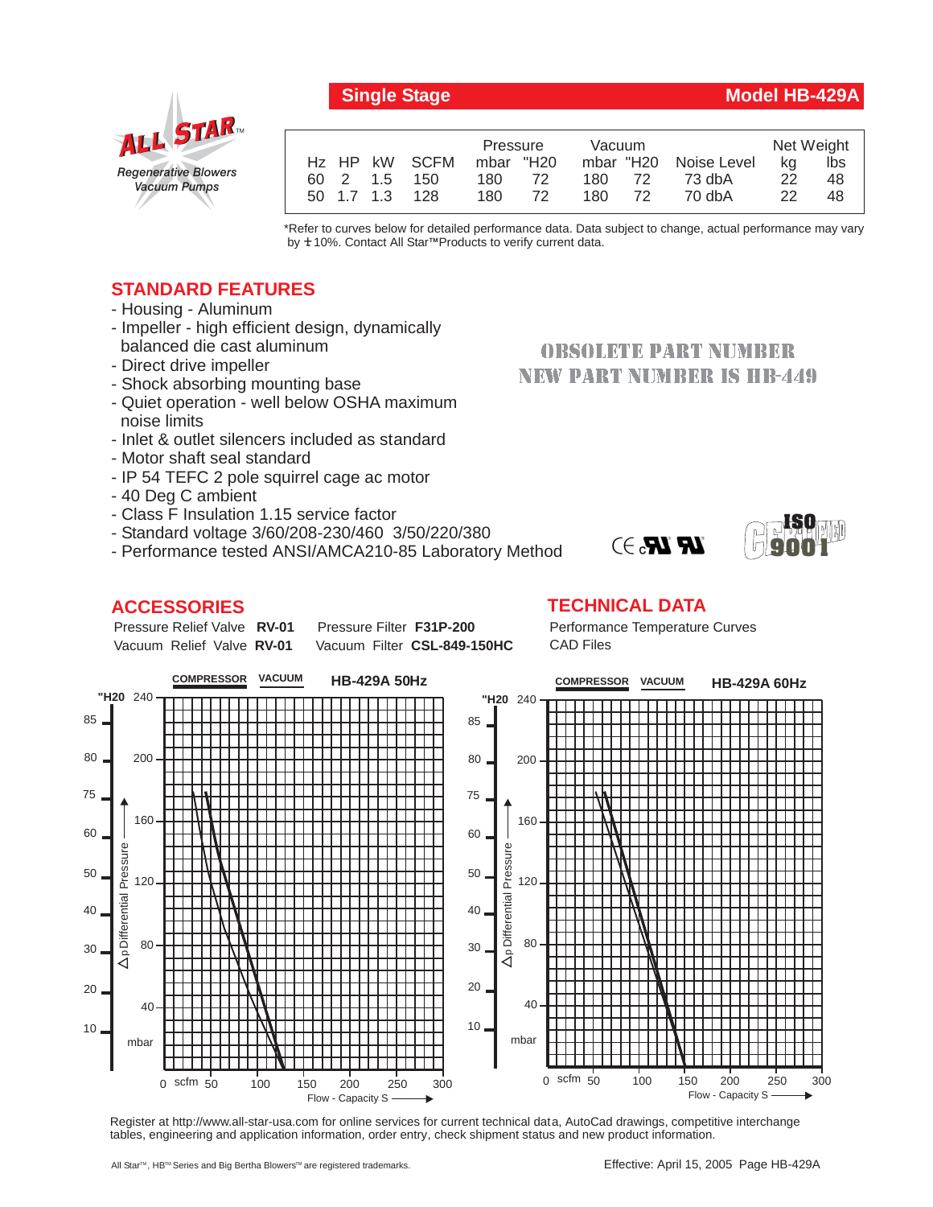**ALL STAR**™
*Regenerative Blowers*
*Vacuum Pumps*

## Single Stage — Model HB-429A

| Hz | HP | kW | SCFM | Pressure mbar | Pressure "H20 | Vacuum mbar | Vacuum "H20 | Noise Level | Net Weight kg | Net Weight lbs |
|---|---|---|---|---|---|---|---|---|---|---|
| 60 | 2 | 1.5 | 150 | 180 | 72 | 180 | 72 | 73 dbA | 22 | 48 |
| 50 | 1.7 | 1.3 | 128 | 180 | 72 | 180 | 72 | 70 dbA | 22 | 48 |

*Refer to curves below for detailed performance data. Data subject to change, actual performance may vary by ±10%. Contact All Star™Products to verify current data.

**OBSOLETE PART NUMBER**
**NEW PART NUMBER IS HB-449**

## STANDARD FEATURES

- Housing - Aluminum
- Impeller - high efficient design, dynamically balanced die cast aluminum
- Direct drive impeller
- Shock absorbing mounting base
- Quiet operation - well below OSHA maximum noise limits
- Inlet & outlet silencers included as standard
- Motor shaft seal standard
- IP 54 TEFC 2 pole squirrel cage ac motor
- 40 Deg C ambient
- Class F Insulation 1.15 service factor
- Standard voltage 3/60/208-230/460 3/50/220/380
- Performance tested ANSI/AMCA210-85 Laboratory Method

CE cUL UL — ISO 9001 CERTIFIED

## ACCESSORIES

Pressure Relief Valve **RV-01** Pressure Filter **F31P-200**
Vacuum Relief Valve **RV-01** Vacuum Filter **CSL-849-150HC**

## TECHNICAL DATA

Performance Temperature Curves
CAD Files

**COMPRESSOR VACUUM HB-429A 50Hz**

"H20: 10, 20, 30, 40, 50, 60, 75, 80, 85 — mbar: 40, 80, 120, 160, 200, 240 — Δp Differential Pressure
Flow - Capacity S (scfm): 0, 50, 100, 150, 200, 250, 300

**COMPRESSOR VACUUM HB-429A 60Hz**

"H20: 10, 20, 30, 40, 50, 60, 75, 80, 85 — mbar: 40, 80, 120, 160, 200, 240 — Δp Differential Pressure
Flow - Capacity S (scfm): 0, 50, 100, 150, 200, 250, 300

Register at http://www.all-star-usa.com for online services for current technical data, AutoCad drawings, competitive interchange tables, engineering and application information, order entry, check shipment status and new product information.

All Star™, HB™ Series and Big Bertha Blowers™ are registered trademarks.

Effective: April 15, 2005 Page HB-429A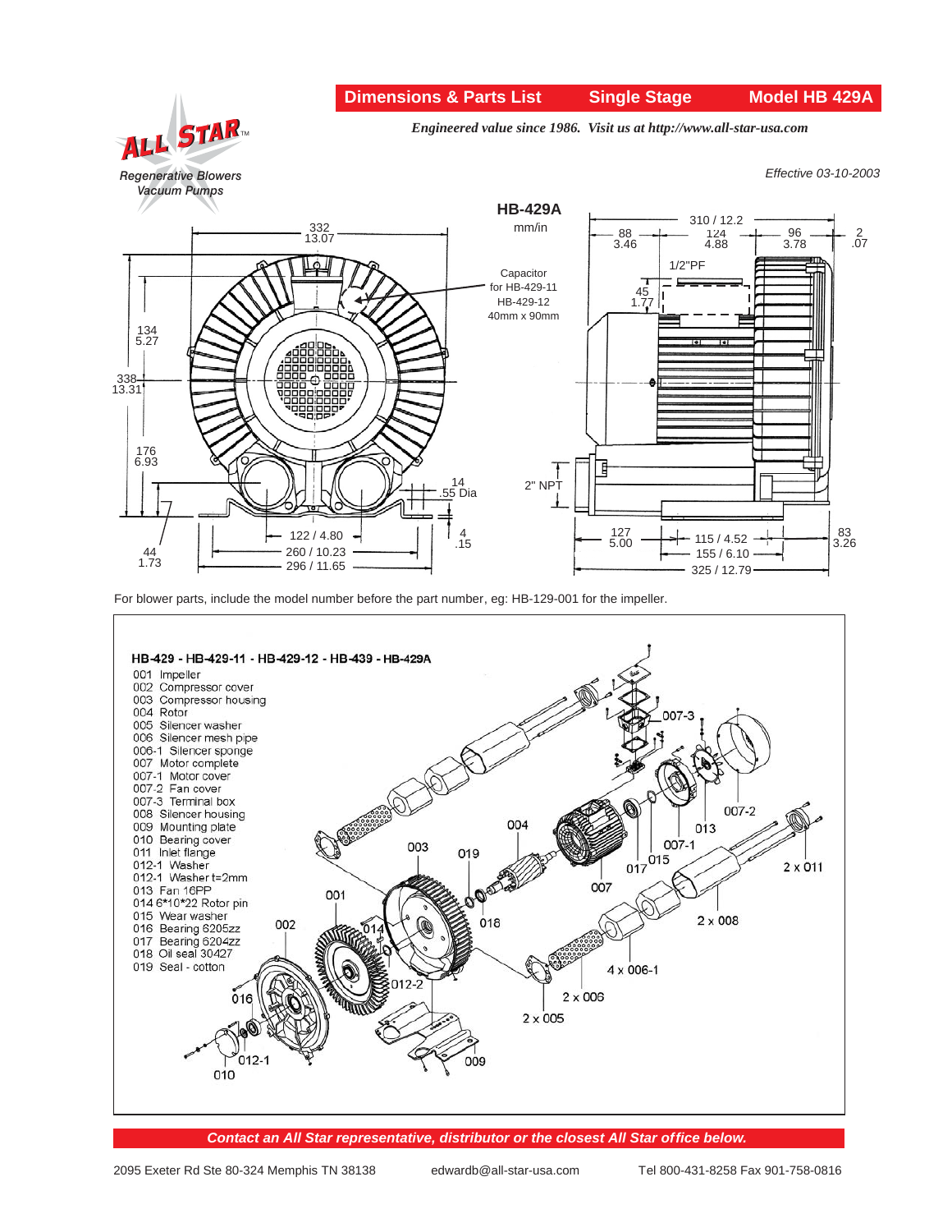## Dimensions & Parts List  Single Stage  Model HB 429A

*Engineered value since 1986. Visit us at http://www.all-star-usa.com*

ALL STAR™
*Regenerative Blowers*
*Vacuum Pumps*

*Effective 03-10-2003*

**HB-429A**
mm/in

332
13.07

134
5.27

338
13.31

176
6.93

44
1.73

Capacitor
for HB-429-11
HB-429-12
40mm x 90mm

14
.55 Dia

4
.15

122 / 4.80
260 / 10.23
296 / 11.65

310 / 12.2
88
3.46
124
4.88
96
3.78
2
.07

1/2"PF

45
1.77

2" NPT

127
5.00
115 / 4.52
155 / 6.10
325 / 12.79

83
3.26

For blower parts, include the model number before the part number, eg: HB-129-001 for the impeller.

**HB-429 - HB-429-11 - HB-429-12 - HB-439 - HB-429A**

001 Impeller
002 Compressor cover
003 Compressor housing
004 Rotor
005 Silencer washer
006 Silencer mesh pipe
006-1 Silencer sponge
007 Motor complete
007-1 Motor cover
007-2 Fan cover
007-3 Terminal box
008 Silencer housing
009 Mounting plate
010 Bearing cover
011 Inlet flange
012-1 Washer
012-1 Washer t=2mm
013 Fan 16PP
014 6*10*22 Rotor pin
015 Wear washer
016 Bearing 6205zz
017 Bearing 6204zz
018 Oil seal 30427
019 Seal - cotton

007-3
007-2
013
007-1
2 x 011
015
017
007
004
003
019
018
001
2 x 008
002
014
4 x 006-1
012-2
2 x 006
016
2 x 005
012-1
009
010

*Contact an All Star representative, distributor or the closest All Star office below.*

2095 Exeter Rd Ste 80-324 Memphis TN 38138 edwardb@all-star-usa.com Tel 800-431-8258 Fax 901-758-0816